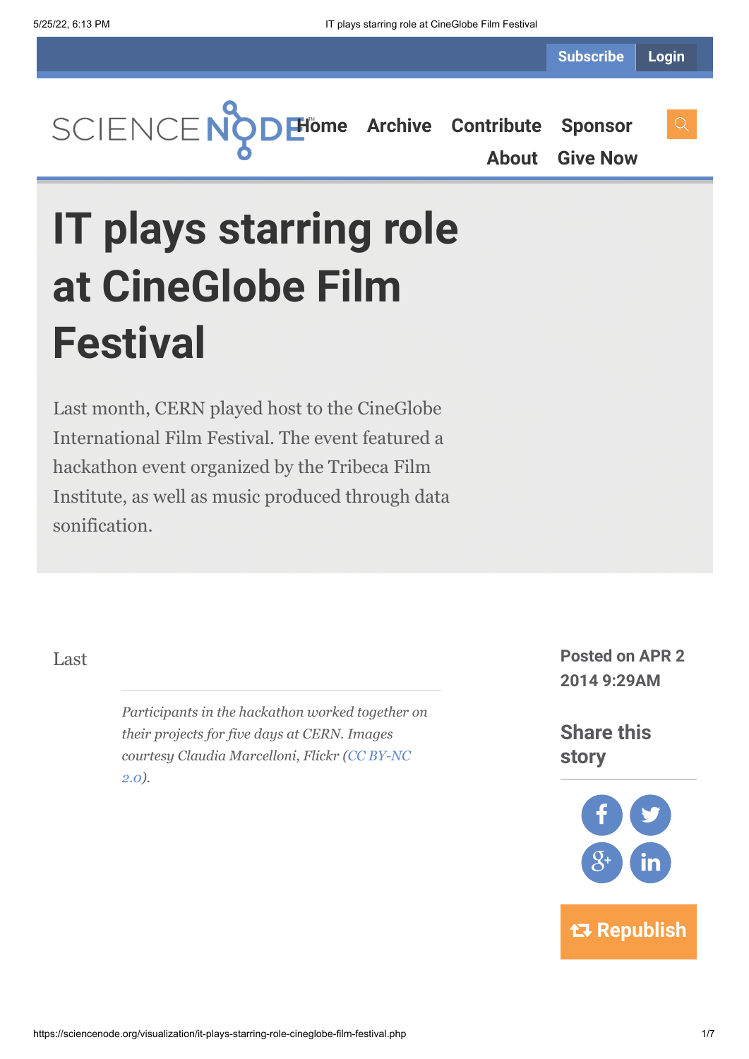Subscribe Login

SCIENCE NODE

Home Archive Contribute Sponsor About Give Now

# IT plays starring role at CineGlobe Film Festival

Last month, CERN played host to the CineGlobe International Film Festival. The event featured a hackathon event organized by the Tribeca Film Institute, as well as music produced through data sonification.

Last

*Participants in the hackathon worked together on their projects for five days at CERN. Images courtesy Claudia Marcelloni, Flickr (CC BY-NC 2.0).*

**Posted on APR 2 2014 9:29AM**

**Share this story**

**Republish**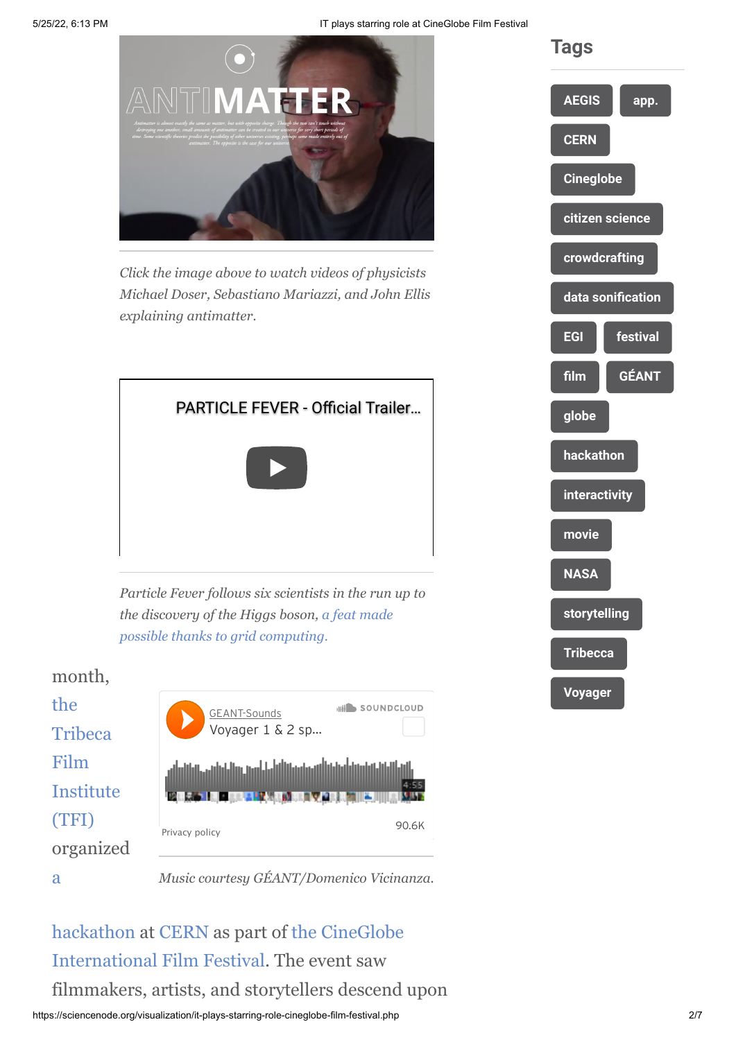*Click the image above to watch videos of physicists Michael Doser, Sebastiano Mariazzi, and John Ellis explaining antimatter.*

*Particle Fever follows six scientists in the run up to the discovery of the Higgs boson, a feat made possible thanks to grid computing.*

*Music courtesy GÉANT/Domenico Vicinanza.*

month, the Tribeca Film Institute (TFI) organized a hackathon at CERN as part of the CineGlobe International Film Festival. The event saw filmmakers, artists, and storytellers descend upon

## Tags

- AEGIS
- app.
- CERN
- Cineglobe
- citizen science
- crowdcrafting
- data sonification
- EGI
- festival
- film
- GÉANT
- globe
- hackathon
- interactivity
- movie
- NASA
- storytelling
- Tribecca
- Voyager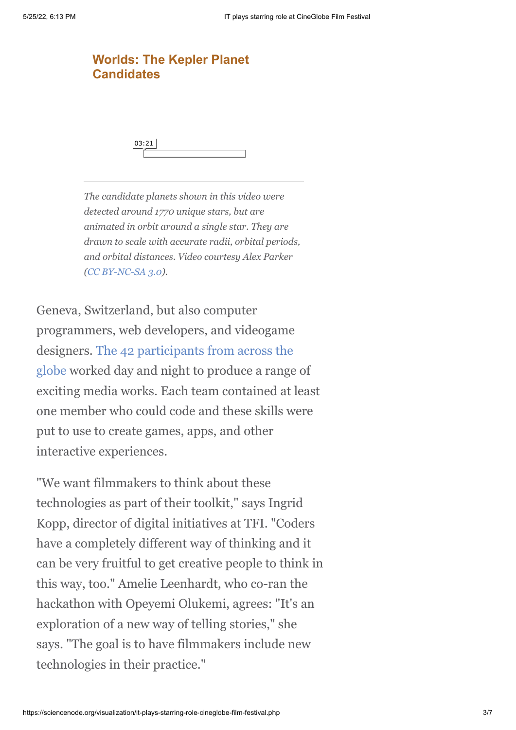**Worlds: The Kepler Planet Candidates**

03:21

*The candidate planets shown in this video were detected around 1770 unique stars, but are animated in orbit around a single star. They are drawn to scale with accurate radii, orbital periods, and orbital distances. Video courtesy Alex Parker (CC BY-NC-SA 3.0).*

Geneva, Switzerland, but also computer programmers, web developers, and videogame designers. The 42 participants from across the globe worked day and night to produce a range of exciting media works. Each team contained at least one member who could code and these skills were put to use to create games, apps, and other interactive experiences.

"We want filmmakers to think about these technologies as part of their toolkit," says Ingrid Kopp, director of digital initiatives at TFI. "Coders have a completely different way of thinking and it can be very fruitful to get creative people to think in this way, too." Amelie Leenhardt, who co-ran the hackathon with Opeyemi Olukemi, agrees: "It's an exploration of a new way of telling stories," she says. "The goal is to have filmmakers include new technologies in their practice."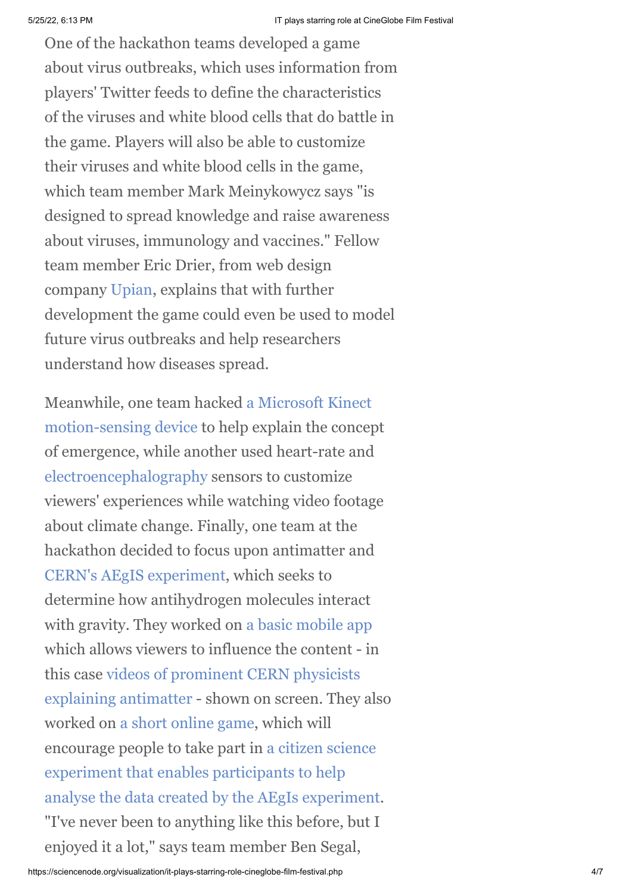One of the hackathon teams developed a game about virus outbreaks, which uses information from players' Twitter feeds to define the characteristics of the viruses and white blood cells that do battle in the game. Players will also be able to customize their viruses and white blood cells in the game, which team member Mark Meinykowycz says "is designed to spread knowledge and raise awareness about viruses, immunology and vaccines." Fellow team member Eric Drier, from web design company Upian, explains that with further development the game could even be used to model future virus outbreaks and help researchers understand how diseases spread.

Meanwhile, one team hacked a Microsoft Kinect motion-sensing device to help explain the concept of emergence, while another used heart-rate and electroencephalography sensors to customize viewers' experiences while watching video footage about climate change. Finally, one team at the hackathon decided to focus upon antimatter and CERN's AEgIS experiment, which seeks to determine how antihydrogen molecules interact with gravity. They worked on a basic mobile app which allows viewers to influence the content - in this case videos of prominent CERN physicists explaining antimatter - shown on screen. They also worked on a short online game, which will encourage people to take part in a citizen science experiment that enables participants to help analyse the data created by the AEgIs experiment. "I've never been to anything like this before, but I enjoyed it a lot," says team member Ben Segal,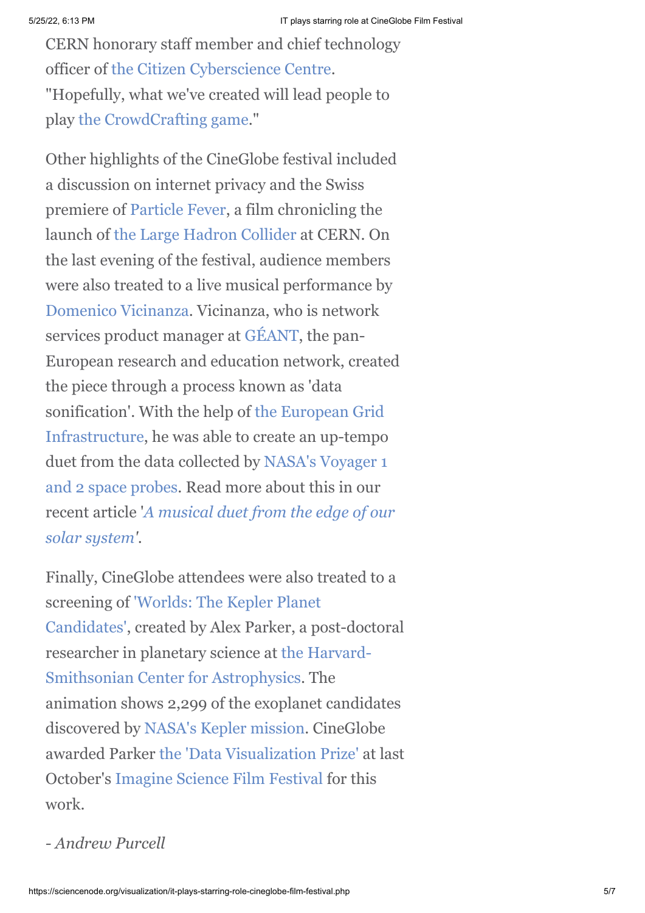CERN honorary staff member and chief technology officer of the Citizen Cyberscience Centre. "Hopefully, what we've created will lead people to play the CrowdCrafting game."

Other highlights of the CineGlobe festival included a discussion on internet privacy and the Swiss premiere of Particle Fever, a film chronicling the launch of the Large Hadron Collider at CERN. On the last evening of the festival, audience members were also treated to a live musical performance by Domenico Vicinanza. Vicinanza, who is network services product manager at GÉANT, the pan-European research and education network, created the piece through a process known as 'data sonification'. With the help of the European Grid Infrastructure, he was able to create an up-tempo duet from the data collected by NASA's Voyager 1 and 2 space probes. Read more about this in our recent article '*A musical duet from the edge of our solar system*'.

Finally, CineGlobe attendees were also treated to a screening of 'Worlds: The Kepler Planet Candidates', created by Alex Parker, a post-doctoral researcher in planetary science at the Harvard-Smithsonian Center for Astrophysics. The animation shows 2,299 of the exoplanet candidates discovered by NASA's Kepler mission. CineGlobe awarded Parker the 'Data Visualization Prize' at last October's Imagine Science Film Festival for this work.

*- Andrew Purcell*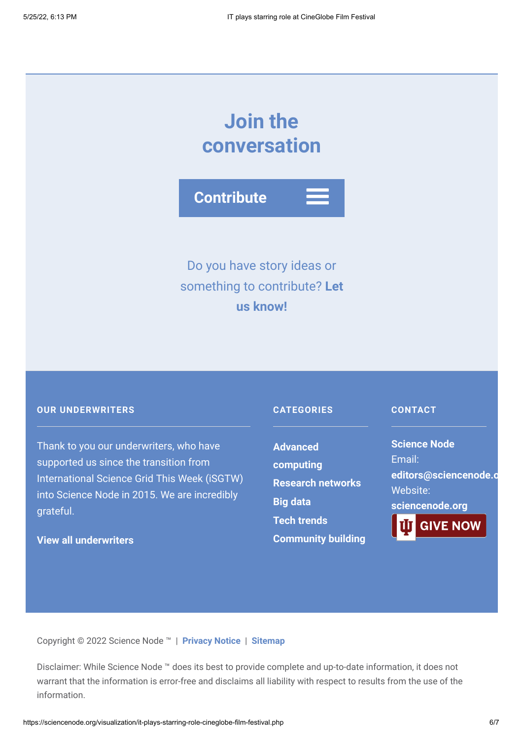## Join the conversation

**Contribute**

Do you have story ideas or something to contribute? **Let us know!**

### OUR UNDERWRITERS

Thank to you our underwriters, who have supported us since the transition from International Science Grid This Week (iSGTW) into Science Node in 2015. We are incredibly grateful.

**View all underwriters**

### CATEGORIES

**Advanced computing**
**Research networks**
**Big data**
**Tech trends**
**Community building**

### CONTACT

**Science Node**
Email:
**editors@sciencenode.o**
Website:
**sciencenode.org**

**GIVE NOW**

Copyright © 2022 Science Node ™ | **Privacy Notice** | **Sitemap**

Disclaimer: While Science Node ™ does its best to provide complete and up-to-date information, it does not warrant that the information is error-free and disclaims all liability with respect to results from the use of the information.